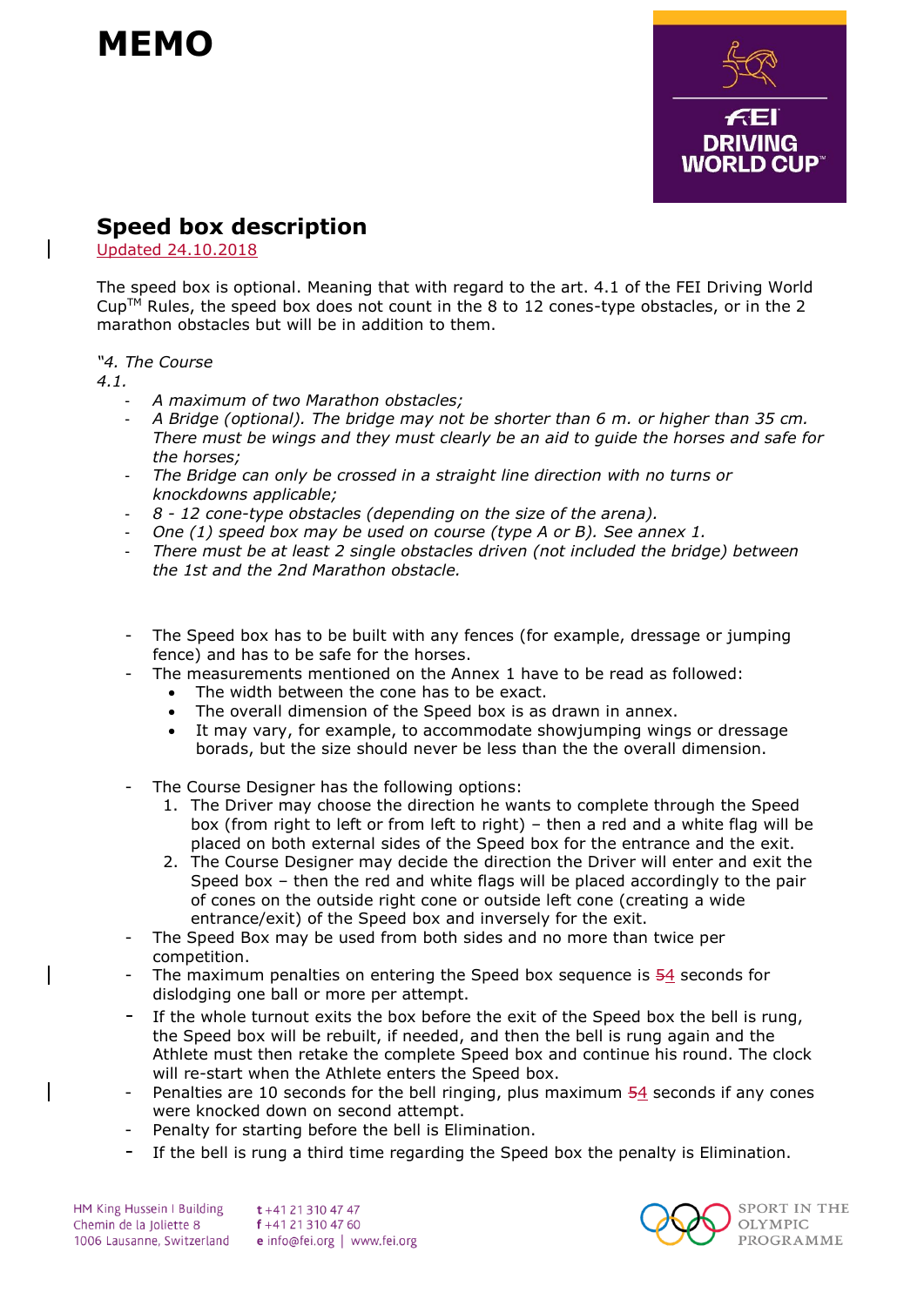# MEMO

## Speed box description

Updated 24.10.2018

The speed box is optional. Meaning that with regard to the art. 4.1 of the FEI Driving World Cup™ Rules, the speed box does not count in the 8 to 12 cones-type obstacles, or in the 2 marathon obstacles but will be in addition to them.

*"4. The Course*

*4.1.*

- *A maximum of two Marathon obstacles;*
- *A Bridge (optional). The bridge may not be shorter than 6 m. or higher than 35 cm. There must be wings and they must clearly be an aid to guide the horses and safe for the horses;*
- *The Bridge can only be crossed in a straight line direction with no turns or knockdowns applicable;*
- *8 - 12 cone-type obstacles (depending on the size of the arena).*
- *One (1) speed box may be used on course (type A or B). See annex 1.*
- *There must be at least 2 single obstacles driven (not included the bridge) between the 1st and the 2nd Marathon obstacle.*

- The Speed box has to be built with any fences (for example, dressage or jumping fence) and has to be safe for the horses.
- The measurements mentioned on the Annex 1 have to be read as followed:
  - The width between the cone has to be exact.
  - The overall dimension of the Speed box is as drawn in annex.
  - It may vary, for example, to accommodate showjumping wings or dressage borads, but the size should never be less than the the overall dimension.

- The Course Designer has the following options:
  1. The Driver may choose the direction he wants to complete through the Speed box (from right to left or from left to right) – then a red and a white flag will be placed on both external sides of the Speed box for the entrance and the exit.
  2. The Course Designer may decide the direction the Driver will enter and exit the Speed box – then the red and white flags will be placed accordingly to the pair of cones on the outside right cone or outside left cone (creating a wide entrance/exit) of the Speed box and inversely for the exit.
- The Speed Box may be used from both sides and no more than twice per competition.
- The maximum penalties on entering the Speed box sequence is ~~5~~4 seconds for dislodging one ball or more per attempt.
- If the whole turnout exits the box before the exit of the Speed box the bell is rung, the Speed box will be rebuilt, if needed, and then the bell is rung again and the Athlete must then retake the complete Speed box and continue his round. The clock will re-start when the Athlete enters the Speed box.
- Penalties are 10 seconds for the bell ringing, plus maximum ~~5~~4 seconds if any cones were knocked down on second attempt.
- Penalty for starting before the bell is Elimination.
- If the bell is rung a third time regarding the Speed box the penalty is Elimination.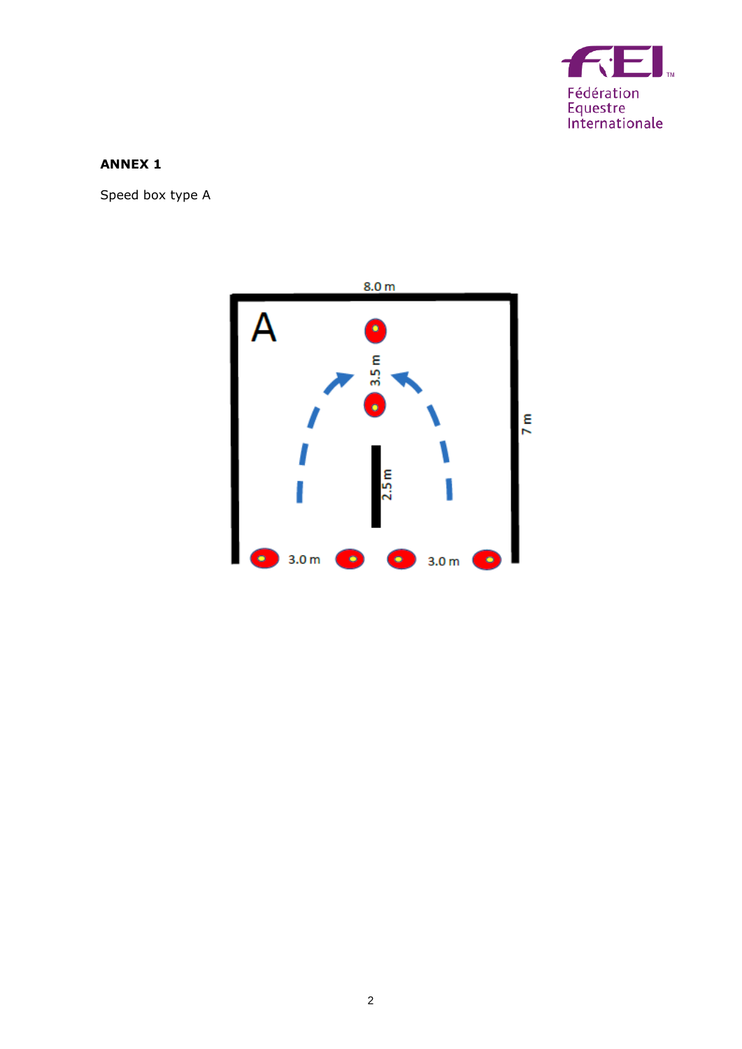**ANNEX 1**

Speed box type A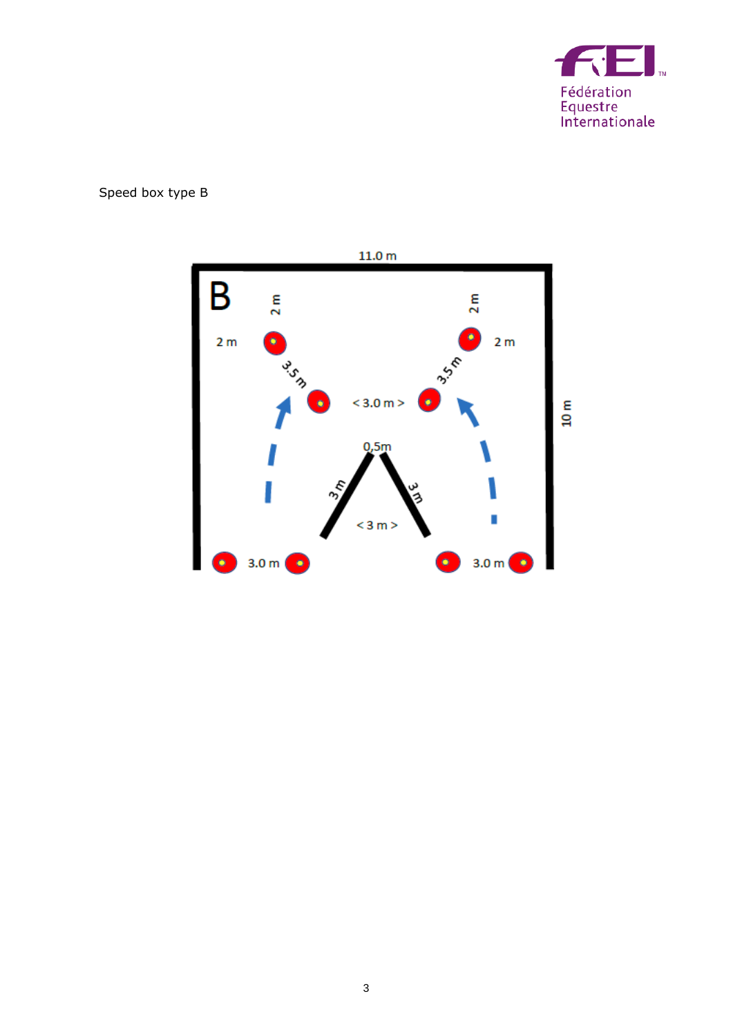Speed box type B

B

11.0 m

2 m

2 m

2 m

2 m

3.5 m

3.5 m

< 3.0 m >

10 m

0,5m

3 m

3 m

< 3 m >

3.0 m

3.0 m